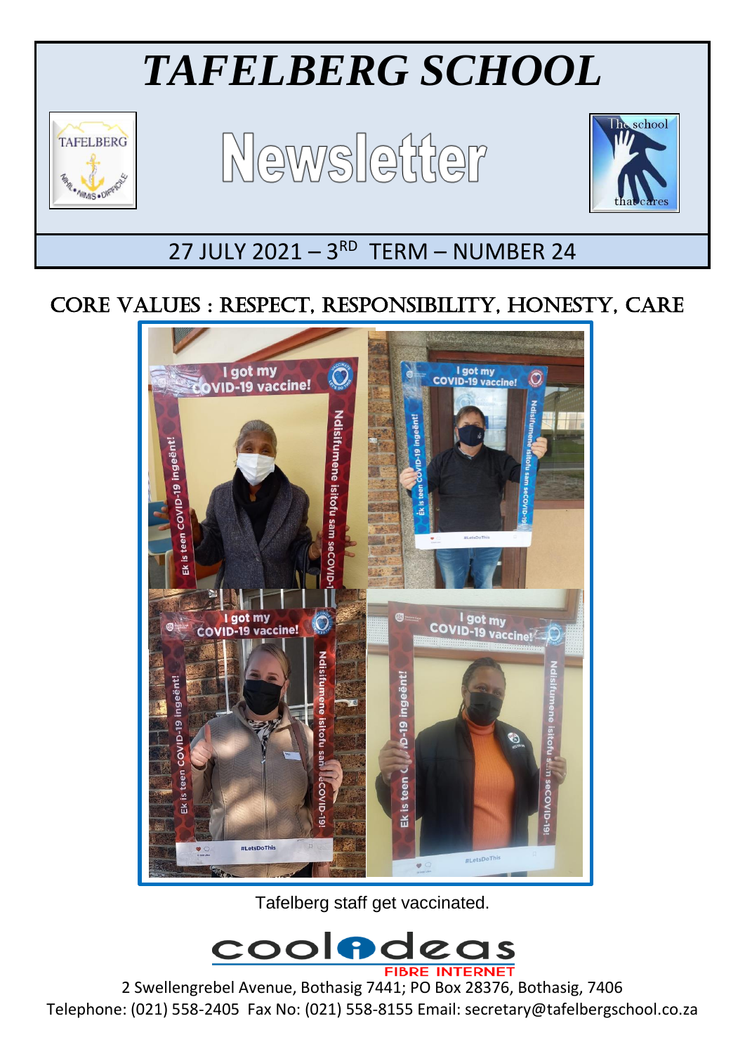# *TAFELBERG SCHOOL*

# Newsletter

27 JULY 2021 – 3RD TERM – NUMBER 24

## CORE VALUES : RESPECT, RESPONSIBILITY, HONESTY, CARE

Tafelberg staff get vaccinated.

2 Swellengrebel Avenue, Bothasig 7441; PO Box 28376, Bothasig, 7406
Telephone: (021) 558-2405 Fax No: (021) 558-8155 Email: secretary@tafelbergschool.co.za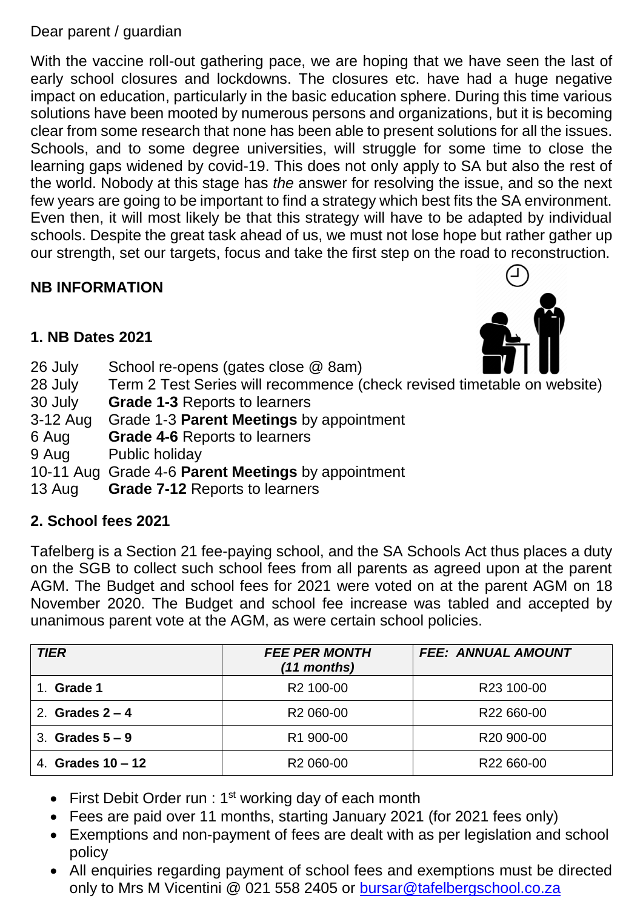Dear parent / guardian

With the vaccine roll-out gathering pace, we are hoping that we have seen the last of early school closures and lockdowns. The closures etc. have had a huge negative impact on education, particularly in the basic education sphere. During this time various solutions have been mooted by numerous persons and organizations, but it is becoming clear from some research that none has been able to present solutions for all the issues. Schools, and to some degree universities, will struggle for some time to close the learning gaps widened by covid-19. This does not only apply to SA but also the rest of the world. Nobody at this stage has *the* answer for resolving the issue, and so the next few years are going to be important to find a strategy which best fits the SA environment. Even then, it will most likely be that this strategy will have to be adapted by individual schools. Despite the great task ahead of us, we must not lose hope but rather gather up our strength, set our targets, focus and take the first step on the road to reconstruction.

## NB INFORMATION

### 1. NB Dates 2021

| | |
|---|---|
| 26 July | School re-opens (gates close @ 8am) |
| 28 July | Term 2 Test Series will recommence (check revised timetable on website) |
| 30 July | **Grade 1-3** Reports to learners |
| 3-12 Aug | Grade 1-3 **Parent Meetings** by appointment |
| 6 Aug | **Grade 4-6** Reports to learners |
| 9 Aug | Public holiday |
| 10-11 Aug | Grade 4-6 **Parent Meetings** by appointment |
| 13 Aug | **Grade 7-12** Reports to learners |

### 2. School fees 2021

Tafelberg is a Section 21 fee-paying school, and the SA Schools Act thus places a duty on the SGB to collect such school fees from all parents as agreed upon at the parent AGM. The Budget and school fees for 2021 were voted on at the parent AGM on 18 November 2020. The Budget and school fee increase was tabled and accepted by unanimous parent vote at the AGM, as were certain school policies.

| ***TIER*** | ***FEE PER MONTH (11 months)*** | ***FEE: ANNUAL AMOUNT*** |
|---|---|---|
| 1. **Grade 1** | R2 100-00 | R23 100-00 |
| 2. **Grades 2 – 4** | R2 060-00 | R22 660-00 |
| 3. **Grades 5 – 9** | R1 900-00 | R20 900-00 |
| 4. **Grades 10 – 12** | R2 060-00 | R22 660-00 |

- First Debit Order run : 1st working day of each month
- Fees are paid over 11 months, starting January 2021 (for 2021 fees only)
- Exemptions and non-payment of fees are dealt with as per legislation and school policy
- All enquiries regarding payment of school fees and exemptions must be directed only to Mrs M Vicentini @ 021 558 2405 or bursar@tafelbergschool.co.za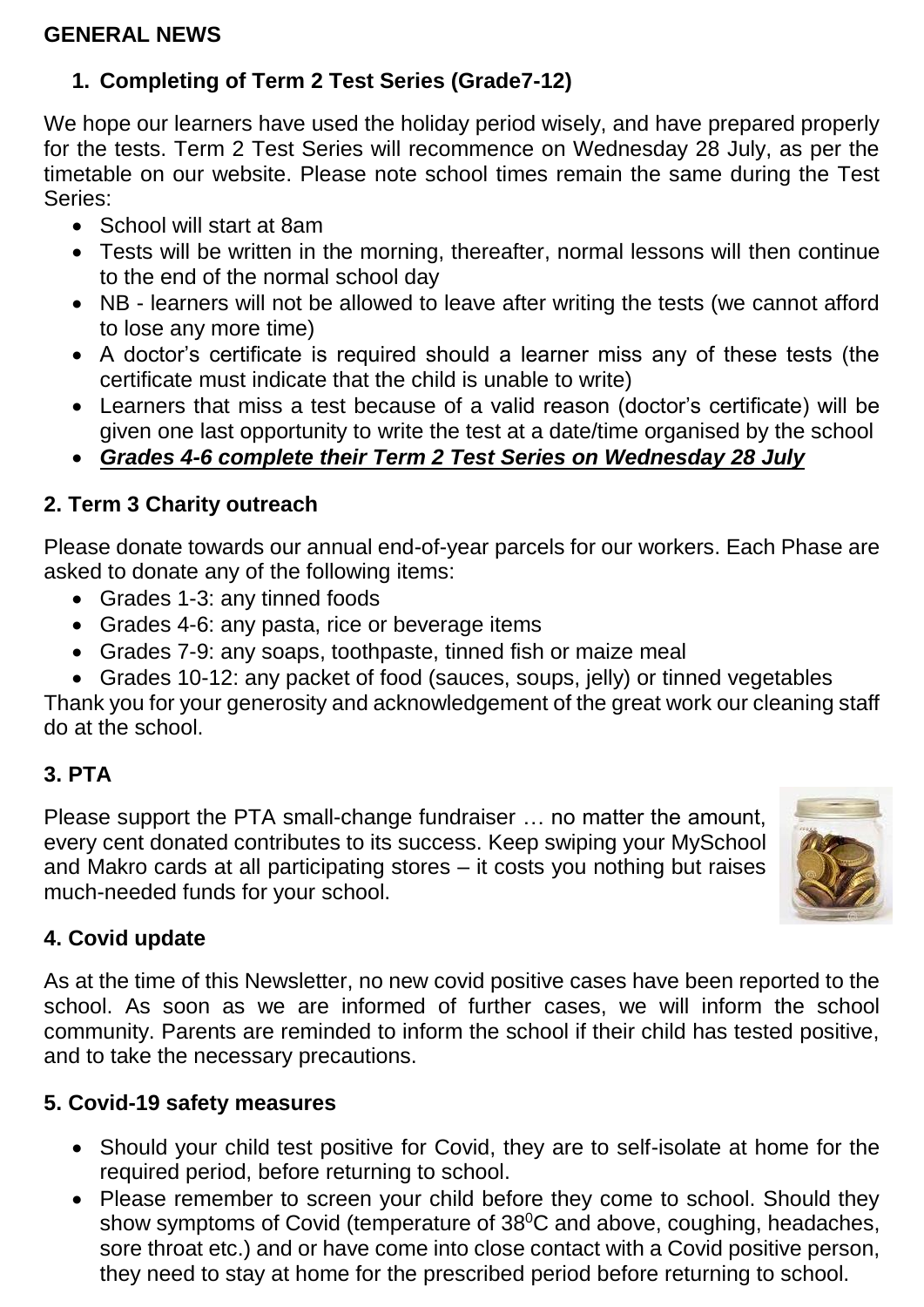**GENERAL NEWS**

1. **Completing of Term 2 Test Series (Grade7-12)**

We hope our learners have used the holiday period wisely, and have prepared properly for the tests. Term 2 Test Series will recommence on Wednesday 28 July, as per the timetable on our website. Please note school times remain the same during the Test Series:

- School will start at 8am
- Tests will be written in the morning, thereafter, normal lessons will then continue to the end of the normal school day
- NB - learners will not be allowed to leave after writing the tests (we cannot afford to lose any more time)
- A doctor's certificate is required should a learner miss any of these tests (the certificate must indicate that the child is unable to write)
- Learners that miss a test because of a valid reason (doctor's certificate) will be given one last opportunity to write the test at a date/time organised by the school
- ***Grades 4-6 complete their Term 2 Test Series on Wednesday 28 July***

**2. Term 3 Charity outreach**

Please donate towards our annual end-of-year parcels for our workers. Each Phase are asked to donate any of the following items:

- Grades 1-3: any tinned foods
- Grades 4-6: any pasta, rice or beverage items
- Grades 7-9: any soaps, toothpaste, tinned fish or maize meal
- Grades 10-12: any packet of food (sauces, soups, jelly) or tinned vegetables

Thank you for your generosity and acknowledgement of the great work our cleaning staff do at the school.

**3. PTA**

Please support the PTA small-change fundraiser … no matter the amount, every cent donated contributes to its success. Keep swiping your MySchool and Makro cards at all participating stores – it costs you nothing but raises much-needed funds for your school.

**4. Covid update**

As at the time of this Newsletter, no new covid positive cases have been reported to the school. As soon as we are informed of further cases, we will inform the school community. Parents are reminded to inform the school if their child has tested positive, and to take the necessary precautions.

**5. Covid-19 safety measures**

- Should your child test positive for Covid, they are to self-isolate at home for the required period, before returning to school.
- Please remember to screen your child before they come to school. Should they show symptoms of Covid (temperature of $38^0$C and above, coughing, headaches, sore throat etc.) and or have come into close contact with a Covid positive person, they need to stay at home for the prescribed period before returning to school.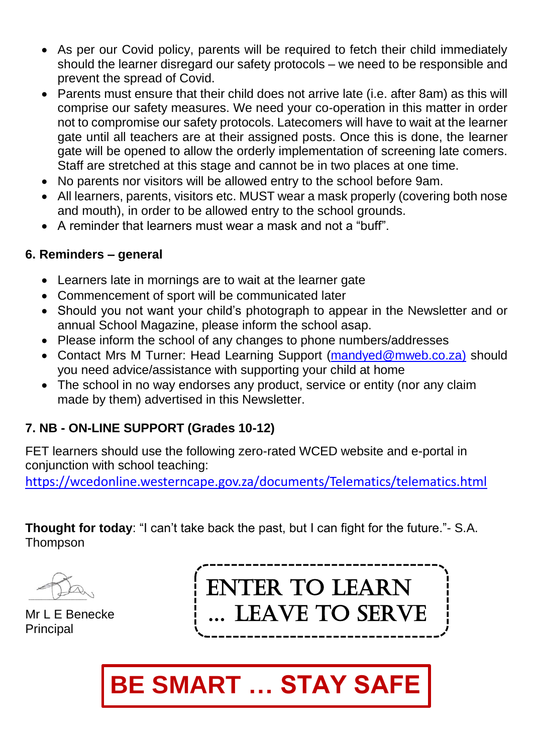- As per our Covid policy, parents will be required to fetch their child immediately should the learner disregard our safety protocols – we need to be responsible and prevent the spread of Covid.
- Parents must ensure that their child does not arrive late (i.e. after 8am) as this will comprise our safety measures. We need your co-operation in this matter in order not to compromise our safety protocols. Latecomers will have to wait at the learner gate until all teachers are at their assigned posts. Once this is done, the learner gate will be opened to allow the orderly implementation of screening late comers. Staff are stretched at this stage and cannot be in two places at one time.
- No parents nor visitors will be allowed entry to the school before 9am.
- All learners, parents, visitors etc. MUST wear a mask properly (covering both nose and mouth), in order to be allowed entry to the school grounds.
- A reminder that learners must wear a mask and not a "buff".

### 6. Reminders – general

- Learners late in mornings are to wait at the learner gate
- Commencement of sport will be communicated later
- Should you not want your child's photograph to appear in the Newsletter and or annual School Magazine, please inform the school asap.
- Please inform the school of any changes to phone numbers/addresses
- Contact Mrs M Turner: Head Learning Support (mandyed@mweb.co.za) should you need advice/assistance with supporting your child at home
- The school in no way endorses any product, service or entity (nor any claim made by them) advertised in this Newsletter.

### 7. NB - ON-LINE SUPPORT (Grades 10-12)

FET learners should use the following zero-rated WCED website and e-portal in conjunction with school teaching:
https://wcedonline.westerncape.gov.za/documents/Telematics/telematics.html

**Thought for today**: "I can't take back the past, but I can fight for the future."- S.A. Thompson

Mr L E Benecke
Principal

ENTER TO LEARN
… LEAVE TO SERVE

**BE SMART … STAY SAFE**